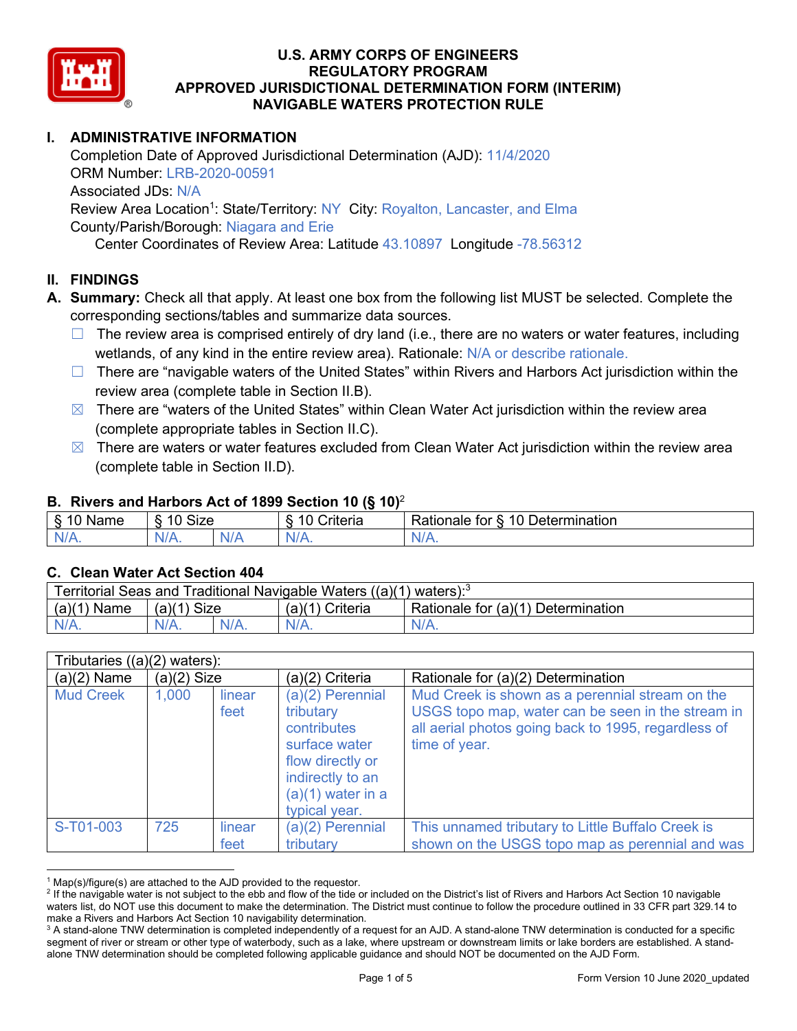# U.S. ARMY CORPS OF ENGINEERS
# REGULATORY PROGRAM
# APPROVED JURISDICTIONAL DETERMINATION FORM (INTERIM)
# NAVIGABLE WATERS PROTECTION RULE

## I. ADMINISTRATIVE INFORMATION

Completion Date of Approved Jurisdictional Determination (AJD): 11/4/2020
ORM Number: LRB-2020-00591
Associated JDs: N/A
Review Area Location[1]: State/Territory: NY City: Royalton, Lancaster, and Elma
County/Parish/Borough: Niagara and Erie
Center Coordinates of Review Area: Latitude 43.10897 Longitude -78.56312

## II. FINDINGS

**A. Summary:** Check all that apply. At least one box from the following list MUST be selected. Complete the corresponding sections/tables and summarize data sources.

- ☐ The review area is comprised entirely of dry land (i.e., there are no waters or water features, including wetlands, of any kind in the entire review area). Rationale: N/A or describe rationale.
- ☐ There are "navigable waters of the United States" within Rivers and Harbors Act jurisdiction within the review area (complete table in Section II.B).
- ☒ There are "waters of the United States" within Clean Water Act jurisdiction within the review area (complete appropriate tables in Section II.C).
- ☒ There are waters or water features excluded from Clean Water Act jurisdiction within the review area (complete table in Section II.D).

### B. Rivers and Harbors Act of 1899 Section 10 (§ 10)[2]

| § 10 Name | § 10 Size | | § 10 Criteria | Rationale for § 10 Determination |
|---|---|---|---|---|
| N/A. | N/A. | N/A | N/A. | N/A. |

### C. Clean Water Act Section 404

| Territorial Seas and Traditional Navigable Waters ((a)(1) waters):[3] | | | | |
|---|---|---|---|---|
| (a)(1) Name | (a)(1) Size | | (a)(1) Criteria | Rationale for (a)(1) Determination |
| N/A. | N/A. | N/A. | N/A. | N/A. |

| Tributaries ((a)(2) waters): | | | | |
|---|---|---|---|---|
| (a)(2) Name | (a)(2) Size | | (a)(2) Criteria | Rationale for (a)(2) Determination |
| Mud Creek | 1,000 | linear feet | (a)(2) Perennial tributary contributes surface water flow directly or indirectly to an (a)(1) water in a typical year. | Mud Creek is shown as a perennial stream on the USGS topo map, water can be seen in the stream in all aerial photos going back to 1995, regardless of time of year. |
| S-T01-003 | 725 | linear feet | (a)(2) Perennial tributary | This unnamed tributary to Little Buffalo Creek is shown on the USGS topo map as perennial and was |

---

[1] Map(s)/figure(s) are attached to the AJD provided to the requestor.
[2] If the navigable water is not subject to the ebb and flow of the tide or included on the District's list of Rivers and Harbors Act Section 10 navigable waters list, do NOT use this document to make the determination. The District must continue to follow the procedure outlined in 33 CFR part 329.14 to make a Rivers and Harbors Act Section 10 navigability determination.
[3] A stand-alone TNW determination is completed independently of a request for an AJD. A stand-alone TNW determination is conducted for a specific segment of river or stream or other type of waterbody, such as a lake, where upstream or downstream limits or lake borders are established. A stand-alone TNW determination should be completed following applicable guidance and should NOT be documented on the AJD Form.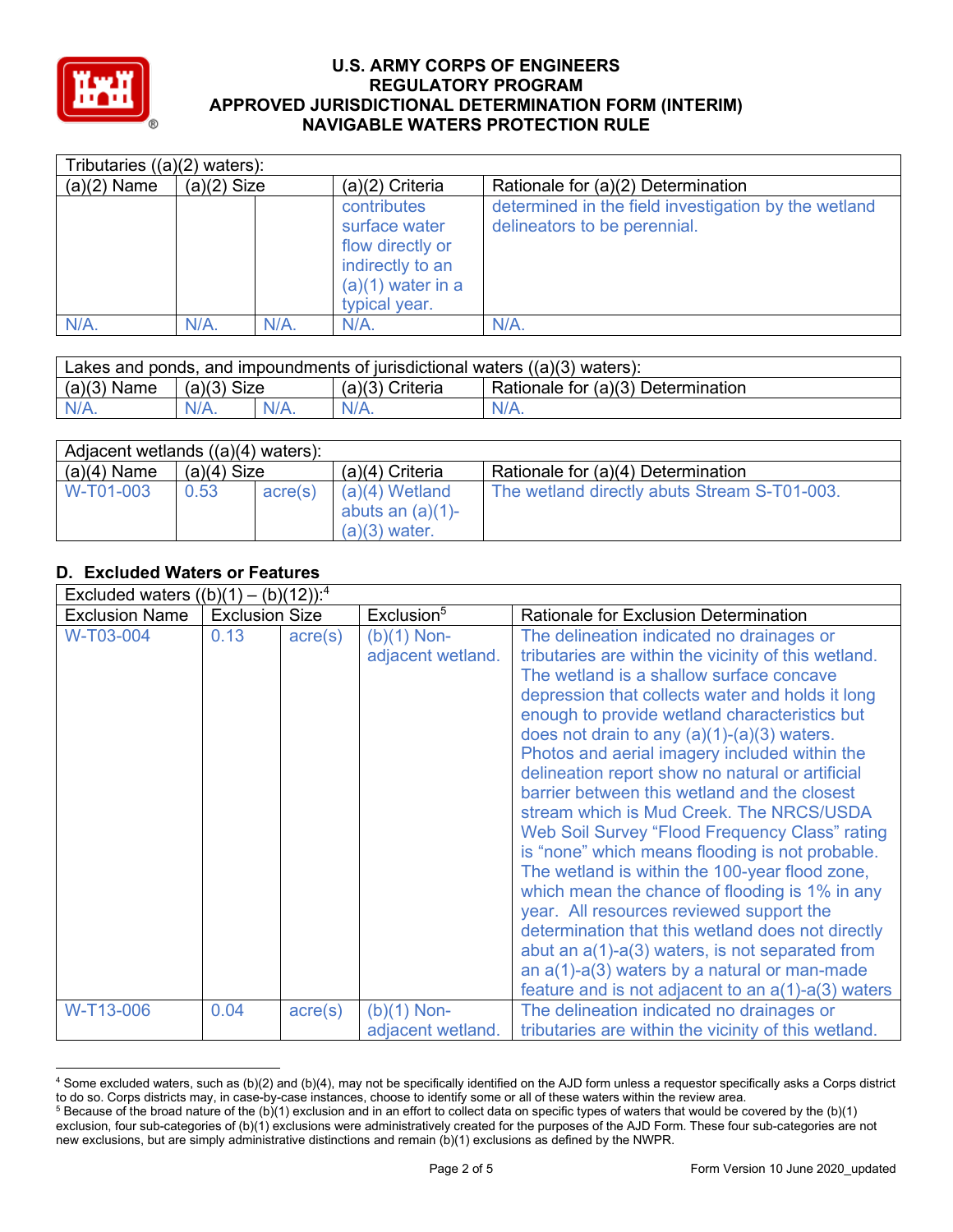| Tributaries ((a)(2) waters): | | | | |
|---|---|---|---|---|
| (a)(2) Name | (a)(2) Size | | (a)(2) Criteria | Rationale for (a)(2) Determination |
| | | | contributes surface water flow directly or indirectly to an (a)(1) water in a typical year. | determined in the field investigation by the wetland delineators to be perennial. |
| N/A. | N/A. | N/A. | N/A. | N/A. |

| Lakes and ponds, and impoundments of jurisdictional waters ((a)(3) waters): | | | | |
|---|---|---|---|---|
| (a)(3) Name | (a)(3) Size | | (a)(3) Criteria | Rationale for (a)(3) Determination |
| N/A. | N/A. | N/A. | N/A. | N/A. |

| Adjacent wetlands ((a)(4) waters): | | | | |
|---|---|---|---|---|
| (a)(4) Name | (a)(4) Size | | (a)(4) Criteria | Rationale for (a)(4) Determination |
| W-T01-003 | 0.53 | acre(s) | (a)(4) Wetland abuts an (a)(1)-(a)(3) water. | The wetland directly abuts Stream S-T01-003. |

## D. Excluded Waters or Features

| Excluded waters ((b)(1) – (b)(12)):[4] | | | | |
|---|---|---|---|---|
| Exclusion Name | Exclusion Size | | Exclusion[5] | Rationale for Exclusion Determination |
| W-T03-004 | 0.13 | acre(s) | (b)(1) Non-adjacent wetland. | The delineation indicated no drainages or tributaries are within the vicinity of this wetland. The wetland is a shallow surface concave depression that collects water and holds it long enough to provide wetland characteristics but does not drain to any (a)(1)-(a)(3) waters. Photos and aerial imagery included within the delineation report show no natural or artificial barrier between this wetland and the closest stream which is Mud Creek. The NRCS/USDA Web Soil Survey "Flood Frequency Class" rating is "none" which means flooding is not probable. The wetland is within the 100-year flood zone, which mean the chance of flooding is 1% in any year. All resources reviewed support the determination that this wetland does not directly abut an a(1)-a(3) waters, is not separated from an a(1)-a(3) waters by a natural or man-made feature and is not adjacent to an a(1)-a(3) waters |
| W-T13-006 | 0.04 | acre(s) | (b)(1) Non-adjacent wetland. | The delineation indicated no drainages or tributaries are within the vicinity of this wetland. |

[4] Some excluded waters, such as (b)(2) and (b)(4), may not be specifically identified on the AJD form unless a requestor specifically asks a Corps district to do so. Corps districts may, in case-by-case instances, choose to identify some or all of these waters within the review area.
[5] Because of the broad nature of the (b)(1) exclusion and in an effort to collect data on specific types of waters that would be covered by the (b)(1) exclusion, four sub-categories of (b)(1) exclusions were administratively created for the purposes of the AJD Form. These four sub-categories are not new exclusions, but are simply administrative distinctions and remain (b)(1) exclusions as defined by the NWPR.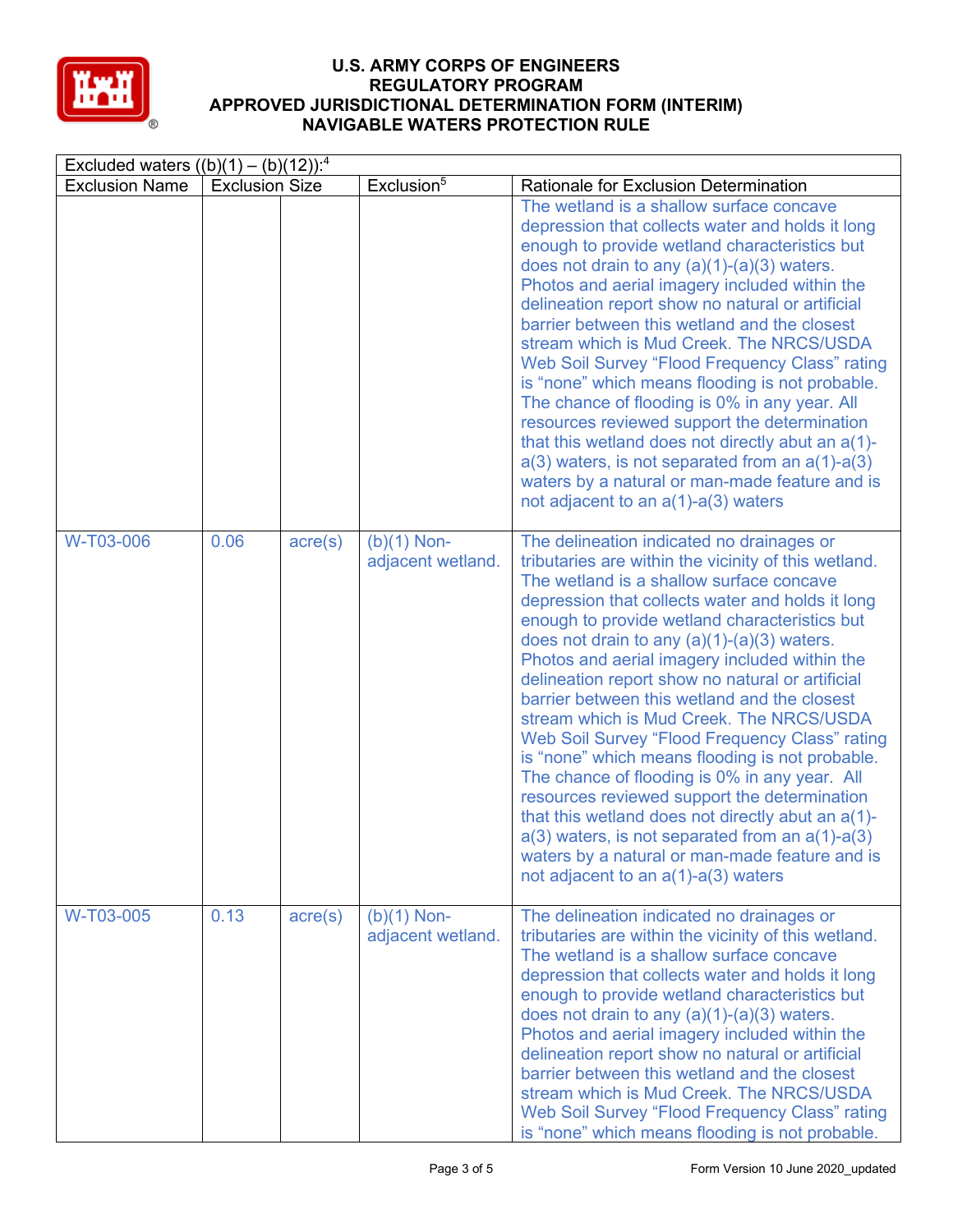# U.S. ARMY CORPS OF ENGINEERS
## REGULATORY PROGRAM
## APPROVED JURISDICTIONAL DETERMINATION FORM (INTERIM)
## NAVIGABLE WATERS PROTECTION RULE

| Excluded waters ((b)(1) – (b)(12)):[4] | | | | |
|---|---|---|---|---|
| Exclusion Name | Exclusion Size | | Exclusion[5] | Rationale for Exclusion Determination |
| | | | | The wetland is a shallow surface concave depression that collects water and holds it long enough to provide wetland characteristics but does not drain to any (a)(1)-(a)(3) waters. Photos and aerial imagery included within the delineation report show no natural or artificial barrier between this wetland and the closest stream which is Mud Creek. The NRCS/USDA Web Soil Survey "Flood Frequency Class" rating is "none" which means flooding is not probable. The chance of flooding is 0% in any year. All resources reviewed support the determination that this wetland does not directly abut an a(1)-a(3) waters, is not separated from an a(1)-a(3) waters by a natural or man-made feature and is not adjacent to an a(1)-a(3) waters |
| W-T03-006 | 0.06 | acre(s) | (b)(1) Non-adjacent wetland. | The delineation indicated no drainages or tributaries are within the vicinity of this wetland. The wetland is a shallow surface concave depression that collects water and holds it long enough to provide wetland characteristics but does not drain to any (a)(1)-(a)(3) waters. Photos and aerial imagery included within the delineation report show no natural or artificial barrier between this wetland and the closest stream which is Mud Creek. The NRCS/USDA Web Soil Survey "Flood Frequency Class" rating is "none" which means flooding is not probable. The chance of flooding is 0% in any year. All resources reviewed support the determination that this wetland does not directly abut an a(1)-a(3) waters, is not separated from an a(1)-a(3) waters by a natural or man-made feature and is not adjacent to an a(1)-a(3) waters |
| W-T03-005 | 0.13 | acre(s) | (b)(1) Non-adjacent wetland. | The delineation indicated no drainages or tributaries are within the vicinity of this wetland. The wetland is a shallow surface concave depression that collects water and holds it long enough to provide wetland characteristics but does not drain to any (a)(1)-(a)(3) waters. Photos and aerial imagery included within the delineation report show no natural or artificial barrier between this wetland and the closest stream which is Mud Creek. The NRCS/USDA Web Soil Survey "Flood Frequency Class" rating is "none" which means flooding is not probable. |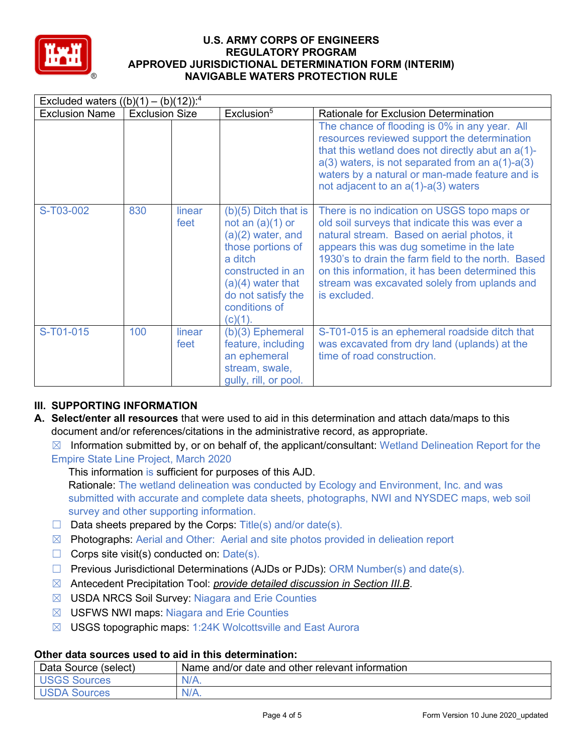| Excluded waters ((b)(1) – (b)(12)):[4] | | | | |
|---|---|---|---|---|
| Exclusion Name | Exclusion Size | | Exclusion[5] | Rationale for Exclusion Determination |
| | | | | The chance of flooding is 0% in any year. All resources reviewed support the determination that this wetland does not directly abut an a(1)-a(3) waters, is not separated from an a(1)-a(3) waters by a natural or man-made feature and is not adjacent to an a(1)-a(3) waters |
| S-T03-002 | 830 | linear feet | (b)(5) Ditch that is not an (a)(1) or (a)(2) water, and those portions of a ditch constructed in an (a)(4) water that do not satisfy the conditions of (c)(1). | There is no indication on USGS topo maps or old soil surveys that indicate this was ever a natural stream. Based on aerial photos, it appears this was dug sometime in the late 1930's to drain the farm field to the north. Based on this information, it has been determined this stream was excavated solely from uplands and is excluded. |
| S-T01-015 | 100 | linear feet | (b)(3) Ephemeral feature, including an ephemeral stream, swale, gully, rill, or pool. | S-T01-015 is an ephemeral roadside ditch that was excavated from dry land (uplands) at the time of road construction. |

## III. SUPPORTING INFORMATION

**A. Select/enter all resources** that were used to aid in this determination and attach data/maps to this document and/or references/citations in the administrative record, as appropriate.

☒ Information submitted by, or on behalf of, the applicant/consultant: Wetland Delineation Report for the Empire State Line Project, March 2020

This information is sufficient for purposes of this AJD.

Rationale: The wetland delineation was conducted by Ecology and Environment, Inc. and was submitted with accurate and complete data sheets, photographs, NWI and NYSDEC maps, web soil survey and other supporting information.

☐ Data sheets prepared by the Corps: Title(s) and/or date(s).

☒ Photographs: Aerial and Other: Aerial and site photos provided in delieation report

☐ Corps site visit(s) conducted on: Date(s).

☐ Previous Jurisdictional Determinations (AJDs or PJDs): ORM Number(s) and date(s).

☒ Antecedent Precipitation Tool: *provide detailed discussion in Section III.B*.

☒ USDA NRCS Soil Survey: Niagara and Erie Counties

☒ USFWS NWI maps: Niagara and Erie Counties

☒ USGS topographic maps: 1:24K Wolcottsville and East Aurora

### Other data sources used to aid in this determination:

| Data Source (select) | Name and/or date and other relevant information |
|---|---|
| USGS Sources | N/A. |
| USDA Sources | N/A. |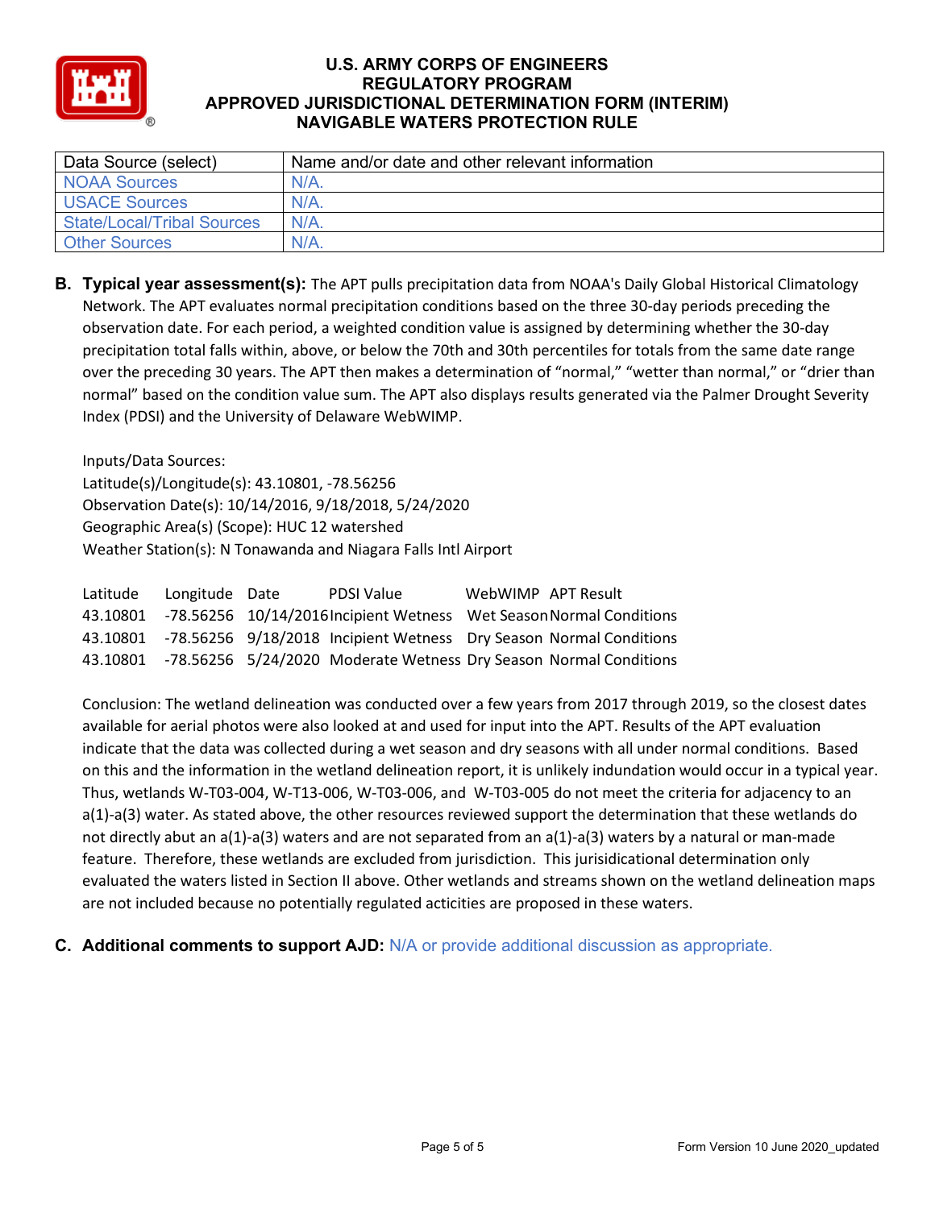# U.S. ARMY CORPS OF ENGINEERS
# REGULATORY PROGRAM
# APPROVED JURISDICTIONAL DETERMINATION FORM (INTERIM)
# NAVIGABLE WATERS PROTECTION RULE

| Data Source (select) | Name and/or date and other relevant information |
|---|---|
| NOAA Sources | N/A. |
| USACE Sources | N/A. |
| State/Local/Tribal Sources | N/A. |
| Other Sources | N/A. |

**B. Typical year assessment(s):** The APT pulls precipitation data from NOAA's Daily Global Historical Climatology Network. The APT evaluates normal precipitation conditions based on the three 30-day periods preceding the observation date. For each period, a weighted condition value is assigned by determining whether the 30-day precipitation total falls within, above, or below the 70th and 30th percentiles for totals from the same date range over the preceding 30 years. The APT then makes a determination of "normal," "wetter than normal," or "drier than normal" based on the condition value sum. The APT also displays results generated via the Palmer Drought Severity Index (PDSI) and the University of Delaware WebWIMP.

Inputs/Data Sources:
Latitude(s)/Longitude(s): 43.10801, -78.56256
Observation Date(s): 10/14/2016, 9/18/2018, 5/24/2020
Geographic Area(s) (Scope): HUC 12 watershed
Weather Station(s): N Tonawanda and Niagara Falls Intl Airport

| Latitude | Longitude | Date | PDSI Value | WebWIMP | APT Result |
|---|---|---|---|---|---|
| 43.10801 | -78.56256 | 10/14/2016 | Incipient Wetness | Wet Season | Normal Conditions |
| 43.10801 | -78.56256 | 9/18/2018 | Incipient Wetness | Dry Season | Normal Conditions |
| 43.10801 | -78.56256 | 5/24/2020 | Moderate Wetness | Dry Season | Normal Conditions |

Conclusion: The wetland delineation was conducted over a few years from 2017 through 2019, so the closest dates available for aerial photos were also looked at and used for input into the APT. Results of the APT evaluation indicate that the data was collected during a wet season and dry seasons with all under normal conditions. Based on this and the information in the wetland delineation report, it is unlikely indundation would occur in a typical year. Thus, wetlands W-T03-004, W-T13-006, W-T03-006, and W-T03-005 do not meet the criteria for adjacency to an a(1)-a(3) water. As stated above, the other resources reviewed support the determination that these wetlands do not directly abut an a(1)-a(3) waters and are not separated from an a(1)-a(3) waters by a natural or man-made feature. Therefore, these wetlands are excluded from jurisdiction. This jurisidicational determination only evaluated the waters listed in Section II above. Other wetlands and streams shown on the wetland delineation maps are not included because no potentially regulated acticities are proposed in these waters.

**C. Additional comments to support AJD:** N/A or provide additional discussion as appropriate.